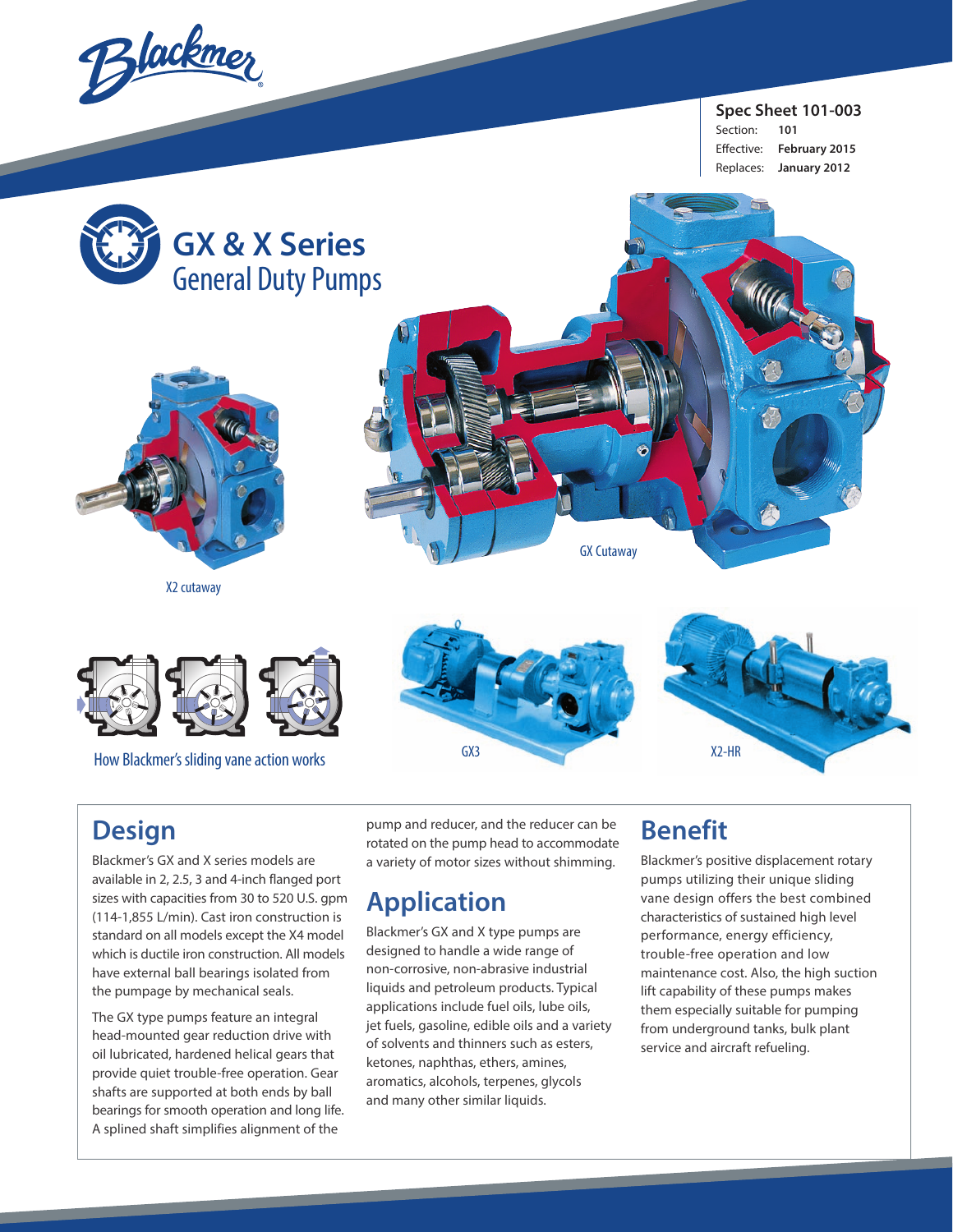Blackmer

**Spec Sheet 101-003**
Section: **101**
Effective: **February 2015**
Replaces: **January 2012**

# GX & X Series
## General Duty Pumps

X2 cutaway

GX Cutaway

How Blackmer's sliding vane action works

GX3

X2-HR

## Design

Blackmer's GX and X series models are available in 2, 2.5, 3 and 4-inch flanged port sizes with capacities from 30 to 520 U.S. gpm (114-1,855 L/min). Cast iron construction is standard on all models except the X4 model which is ductile iron construction. All models have external ball bearings isolated from the pumpage by mechanical seals.

The GX type pumps feature an integral head-mounted gear reduction drive with oil lubricated, hardened helical gears that provide quiet trouble-free operation. Gear shafts are supported at both ends by ball bearings for smooth operation and long life. A splined shaft simplifies alignment of the pump and reducer, and the reducer can be rotated on the pump head to accommodate a variety of motor sizes without shimming.

## Application

Blackmer's GX and X type pumps are designed to handle a wide range of non-corrosive, non-abrasive industrial liquids and petroleum products. Typical applications include fuel oils, lube oils, jet fuels, gasoline, edible oils and a variety of solvents and thinners such as esters, ketones, naphthas, ethers, amines, aromatics, alcohols, terpenes, glycols and many other similar liquids.

## Benefit

Blackmer's positive displacement rotary pumps utilizing their unique sliding vane design offers the best combined characteristics of sustained high level performance, energy efficiency, trouble-free operation and low maintenance cost. Also, the high suction lift capability of these pumps makes them especially suitable for pumping from underground tanks, bulk plant service and aircraft refueling.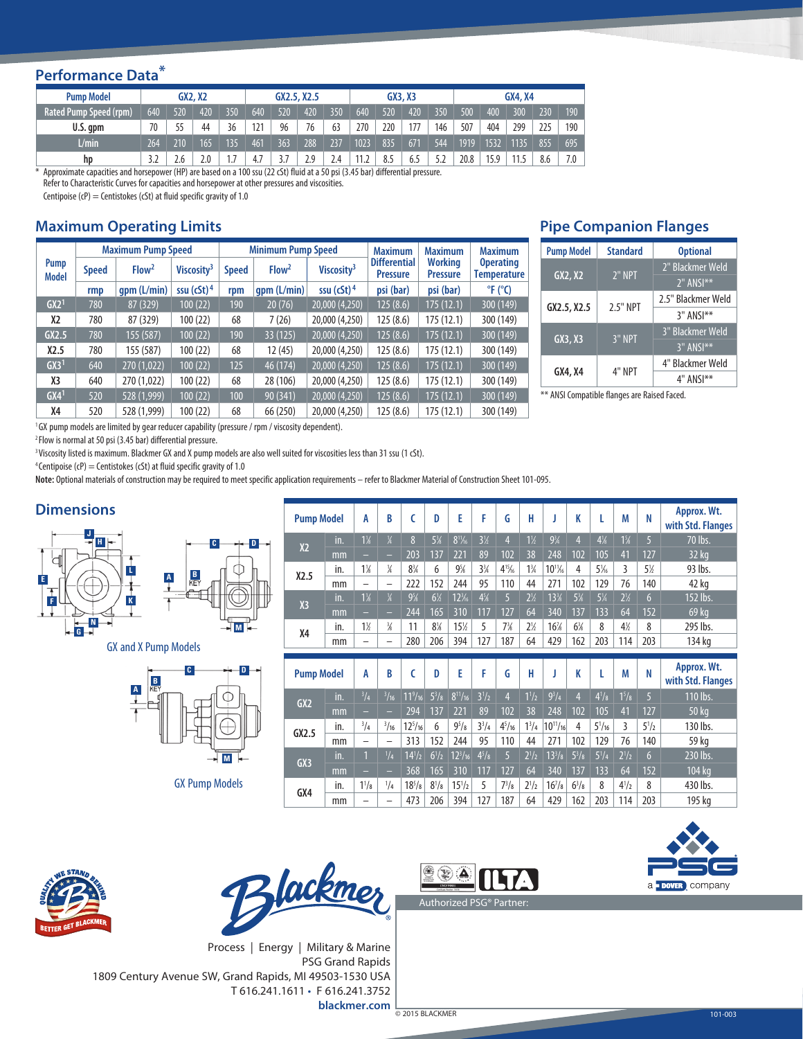## Performance Data*

| Pump Model | GX2, X2 | | | | GX2.5, X2.5 | | | | GX3, X3 | | | | GX4, X4 | | | | |
|---|---|---|---|---|---|---|---|---|---|---|---|---|---|---|---|---|---|
| Rated Pump Speed (rpm) | 640 | 520 | 420 | 350 | 640 | 520 | 420 | 350 | 640 | 520 | 420 | 350 | 500 | 400 | 300 | 230 | 190 |
| U.S. gpm | 70 | 55 | 44 | 36 | 121 | 96 | 76 | 63 | 270 | 220 | 177 | 146 | 507 | 404 | 299 | 225 | 190 |
| L/min | 264 | 210 | 165 | 135 | 461 | 363 | 288 | 237 | 1023 | 835 | 671 | 544 | 1919 | 1532 | 1135 | 855 | 695 |
| hp | 3.2 | 2.6 | 2.0 | 1.7 | 4.7 | 3.7 | 2.9 | 2.4 | 11.2 | 8.5 | 6.5 | 5.2 | 20.8 | 15.9 | 11.5 | 8.6 | 7.0 |

* Approximate capacities and horsepower (HP) are based on a 100 ssu (22 cSt) fluid at a 50 psi (3.45 bar) differential pressure.
Refer to Characteristic Curves for capacities and horsepower at other pressures and viscosities.
Centipoise (cP) = Centistokes (cSt) at fluid specific gravity of 1.0

## Maximum Operating Limits

| Pump Model | Maximum Pump Speed | | | Minimum Pump Speed | | | Maximum Differential Pressure | Maximum Working Pressure | Maximum Operating Temperature |
|---|---|---|---|---|---|---|---|---|---|
| | Speed | Flow[2] | Viscosity[3] | Speed | Flow[2] | Viscosity[3] | | | |
| | rmp | gpm (L/min) | ssu (cSt)[4] | rpm | gpm (L/min) | ssu (cSt)[4] | psi (bar) | psi (bar) | °F (°C) |
| GX2[1] | 780 | 87 (329) | 100 (22) | 190 | 20 (76) | 20,000 (4,250) | 125 (8.6) | 175 (12.1) | 300 (149) |
| X2 | 780 | 87 (329) | 100 (22) | 68 | 7 (26) | 20,000 (4,250) | 125 (8.6) | 175 (12.1) | 300 (149) |
| GX2.5 | 780 | 155 (587) | 100 (22) | 190 | 33 (125) | 20,000 (4,250) | 125 (8.6) | 175 (12.1) | 300 (149) |
| X2.5 | 780 | 155 (587) | 100 (22) | 68 | 12 (45) | 20,000 (4,250) | 125 (8.6) | 175 (12.1) | 300 (149) |
| GX3[1] | 640 | 270 (1,022) | 100 (22) | 125 | 46 (174) | 20,000 (4,250) | 125 (8.6) | 175 (12.1) | 300 (149) |
| X3 | 640 | 270 (1,022) | 100 (22) | 68 | 28 (106) | 20,000 (4,250) | 125 (8.6) | 175 (12.1) | 300 (149) |
| GX4[1] | 520 | 528 (1,999) | 100 (22) | 100 | 90 (341) | 20,000 (4,250) | 125 (8.6) | 175 (12.1) | 300 (149) |
| X4 | 520 | 528 (1,999) | 100 (22) | 68 | 66 (250) | 20,000 (4,250) | 125 (8.6) | 175 (12.1) | 300 (149) |

[1] GX pump models are limited by gear reducer capability (pressure / rpm / viscosity dependent).
[2] Flow is normal at 50 psi (3.45 bar) differential pressure.
[3] Viscosity listed is maximum. Blackmer GX and X pump models are also well suited for viscosities less than 31 ssu (1 cSt).
[4] Centipoise (cP) = Centistokes (cSt) at fluid specific gravity of 1.0

**Note:** Optional materials of construction may be required to meet specific application requirements – refer to Blackmer Material of Construction Sheet 101-095.

## Pipe Companion Flanges

| Pump Model | Standard | Optional |
|---|---|---|
| GX2, X2 | 2" NPT | 2" Blackmer Weld |
| | | 2" ANSI** |
| GX2.5, X2.5 | 2.5" NPT | 2.5" Blackmer Weld |
| | | 3" ANSI** |
| GX3, X3 | 3" NPT | 3" Blackmer Weld |
| | | 3" ANSI** |
| GX4, X4 | 4" NPT | 4" Blackmer Weld |
| | | 4" ANSI** |

** ANSI Compatible flanges are Raised Faced.

## Dimensions

GX and X Pump Models

GX Pump Models

| Pump Model | | A | B | C | D | E | F | G | H | J | K | L | M | N | Approx. Wt. with Std. Flanges |
|---|---|---|---|---|---|---|---|---|---|---|---|---|---|---|---|
| X2 | in. | 1⅛ | ¼ | 8 | 5⅜ | 8¹¹⁄₁₆ | 3½ | 4 | 1½ | 9¾ | 4 | 4⅛ | 1⅝ | 5 | 70 lbs. |
| | mm | – | – | 203 | 137 | 221 | 89 | 102 | 38 | 248 | 102 | 105 | 41 | 127 | 32 kg |
| X2.5 | in. | 1⅛ | ¼ | 8¾ | 6 | 9⅝ | 3¾ | 4⁵⁄₁₆ | 1¾ | 10¹¹⁄₁₆ | 4 | 5¹⁄₁₆ | 3 | 5½ | 93 lbs. |
| | mm | – | – | 222 | 152 | 244 | 95 | 110 | 44 | 271 | 102 | 129 | 76 | 140 | 42 kg |
| X3 | in. | 1⅛ | ¼ | 9⅝ | 6½ | 12³⁄₁₆ | 4⅝ | 5 | 2½ | 13⅜ | 5⅜ | 5¼ | 2½ | 6 | 152 lbs. |
| | mm | – | – | 244 | 165 | 310 | 117 | 127 | 64 | 340 | 137 | 133 | 64 | 152 | 69 kg |
| X4 | in. | 1½ | ⅜ | 11 | 8⅛ | 15½ | 5 | 7⅜ | 2½ | 16⅞ | 6⅜ | 8 | 4½ | 8 | 295 lbs. |
| | mm | – | – | 280 | 206 | 394 | 127 | 187 | 64 | 429 | 162 | 203 | 114 | 203 | 134 kg |

| Pump Model | | A | B | C | D | E | F | G | H | J | K | L | M | N | Approx. Wt. with Std. Flanges |
|---|---|---|---|---|---|---|---|---|---|---|---|---|---|---|---|
| GX2 | in. | ¾ | ³⁄₁₆ | 11⁹⁄₁₆ | 5⅜ | 8¹¹⁄₁₆ | 3½ | 4 | 1½ | 9¾ | 4 | 4⅛ | 1⅝ | 5 | 110 lbs. |
| | mm | – | – | 294 | 137 | 221 | 89 | 102 | 38 | 248 | 102 | 105 | 41 | 127 | 50 kg |
| GX2.5 | in. | ¾ | ³⁄₁₆ | 12⁵⁄₁₆ | 6 | 9⅝ | 3¾ | 4⁵⁄₁₆ | 1¾ | 10¹¹⁄₁₆ | 4 | 5¹⁄₁₆ | 3 | 5½ | 130 lbs. |
| | mm | – | – | 313 | 152 | 244 | 95 | 110 | 44 | 271 | 102 | 129 | 76 | 140 | 59 kg |
| GX3 | in. | 1 | ¼ | 14½ | 6½ | 12³⁄₁₆ | 4⅝ | 5 | 2½ | 13⅜ | 5⅜ | 5¼ | 2½ | 6 | 230 lbs. |
| | mm | – | – | 368 | 165 | 310 | 117 | 127 | 64 | 340 | 137 | 133 | 64 | 152 | 104 kg |
| GX4 | in. | 1⅛ | ¼ | 18⅝ | 8⅛ | 15½ | 5 | 7⅜ | 2½ | 16⅞ | 6⅜ | 8 | 4½ | 8 | 430 lbs. |
| | mm | – | – | 473 | 206 | 394 | 127 | 187 | 64 | 429 | 162 | 203 | 114 | 203 | 195 kg |

Process | Energy | Military & Marine
PSG Grand Rapids
1809 Century Avenue SW, Grand Rapids, MI 49503-1530 USA
T 616.241.1611 • F 616.241.3752
blackmer.com

Authorized PSG® Partner:

© 2015 BLACKMER

101-003